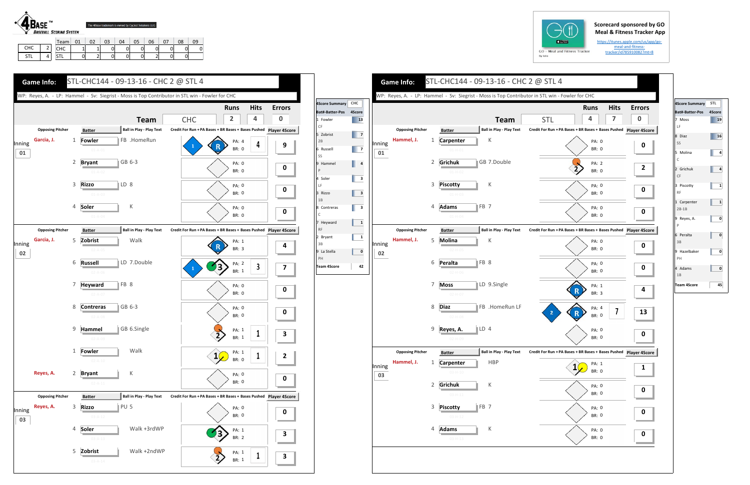4BASE™ BASEBALL SCORING SYSTEM

The 4Base trademark is owned by Cycled Solutions LLC

| | | Team | 01 | 02 | 03 | 04 | 05 | 06 | 07 | 08 | 09 |
|---|---|---|---|---|---|---|---|---|---|---|---|
| CHC | 2 | CHC | 1 | 1 | 0 | 0 | 0 | 0 | 0 | 0 | 0 |
| STL | 4 | STL | 0 | 2 | 0 | 0 | 0 | 2 | 0 | 0 | |

Scorecard sponsored by GO Meal & Fitness Tracker App
https://itunes.apple.com/us/app/go-meal-and-fitness-tracker/id785910082?mt=8

## Game Info: STL-CHC144 - 09-13-16 - CHC 2 @ STL 4

WP: Reyes, A. - LP: Hammel - Sv: Siegrist - Moss is Top Contributor in STL win - Fowler for CHC

### Team: CHC — Runs 2, Hits 4, Errors 0

| Inning | Opposing Pitcher | # | Batter | Ball in Play - Play Text | PA | BR | Bases Pushed | Player 4Score |
|---|---|---|---|---|---|---|---|---|
| 01 | Garcia, J. | 1 | Fowler | FB .HomeRun | 4 | 0 | 4 | 9 |
| | | 2 | Bryant | GB 6-3 | 0 | 0 | | 0 |
| | | 3 | Rizzo | LD 8 | 0 | 0 | | 0 |
| | | 4 | Soler | K | 0 | 0 | | 0 |
| 02 | Garcia, J. | 5 | Zobrist | Walk | 1 | 3 | | 4 |
| | | 6 | Russell | LD 7.Double | 2 | 1 | 3 | 7 |
| | | 7 | Heyward | FB 8 | 0 | 0 | | 0 |
| | | 8 | Contreras | GB 6-3 | 0 | 0 | | 0 |
| | | 9 | Hammel | GB 6.Single | 1 | 1 | 1 | 3 |
| | | 1 | Fowler | Walk | 1 | 0 | 1 | 2 |
| | Reyes, A. | 2 | Bryant | K | 0 | 0 | | 0 |
| 03 | Reyes, A. | 3 | Rizzo | PU 5 | 0 | 0 | | 0 |
| | | 4 | Soler | Walk +3rdWP | 1 | 2 | | 3 |
| | | 5 | Zobrist | Walk +2ndWP | 1 | 1 | 1 | 3 |

### 4Score Summary CHC

| Bat#-Batter-Pos | 4Score |
|---|---|
| 1 Fowler CF | 13 |
| 5 Zobrist 2B | 7 |
| 6 Russell SS | 7 |
| 9 Hammel P | 4 |
| 4 Soler LF | 3 |
| 3 Rizzo 1B | 3 |
| 8 Contreras C | 3 |
| 7 Heyward RF | 1 |
| 2 Bryant 3B | 1 |
| 9 La Stella PH | 0 |
| Team 4Score | 42 |

## Game Info: STL-CHC144 - 09-13-16 - CHC 2 @ STL 4

WP: Reyes, A. - LP: Hammel - Sv: Siegrist - Moss is Top Contributor in STL win - Fowler for CHC

### Team: STL — Runs 4, Hits 7, Errors 0

| Inning | Opposing Pitcher | # | Batter | Ball in Play - Play Text | PA | BR | Bases Pushed | Player 4Score |
|---|---|---|---|---|---|---|---|---|
| 01 | Hammel, J. | 1 | Carpenter | K | 0 | 0 | | 0 |
| | | 2 | Grichuk | GB 7.Double | 2 | 0 | | 2 |
| | | 3 | Piscotty | K | 0 | 0 | | 0 |
| | | 4 | Adams | FB 7 | 0 | 0 | | 0 |
| 02 | Hammel, J. | 5 | Molina | K | 0 | 0 | | 0 |
| | | 6 | Peralta | FB 8 | 0 | 0 | | 0 |
| | | 7 | Moss | LD 9.Single | 1 | 3 | | 4 |
| | | 8 | Diaz | FB .HomeRun LF | 4 | 0 | 7 | 13 |
| | | 9 | Reyes, A. | LD 4 | 0 | 0 | | 0 |
| 03 | Hammel, J. | 1 | Carpenter | HBP | 1 | 0 | | 1 |
| | | 2 | Grichuk | K | 0 | 0 | | 0 |
| | | 3 | Piscotty | FB 7 | 0 | 0 | | 0 |
| | | 4 | Adams | K | 0 | 0 | | 0 |

### 4Score Summary STL

| Bat#-Batter-Pos | 4Score |
|---|---|
| 7 Moss LF | 19 |
| 8 Diaz SS | 16 |
| 5 Molina C | 4 |
| 2 Grichuk CF | 4 |
| 3 Piscotty RF | 1 |
| 1 Carpenter 2B-1B | 1 |
| 9 Reyes, A. P | 0 |
| 6 Peralta 3B | 0 |
| 9 Hazelbaker PH | 0 |
| 4 Adams 1B | 0 |
| Team 4Score | 45 |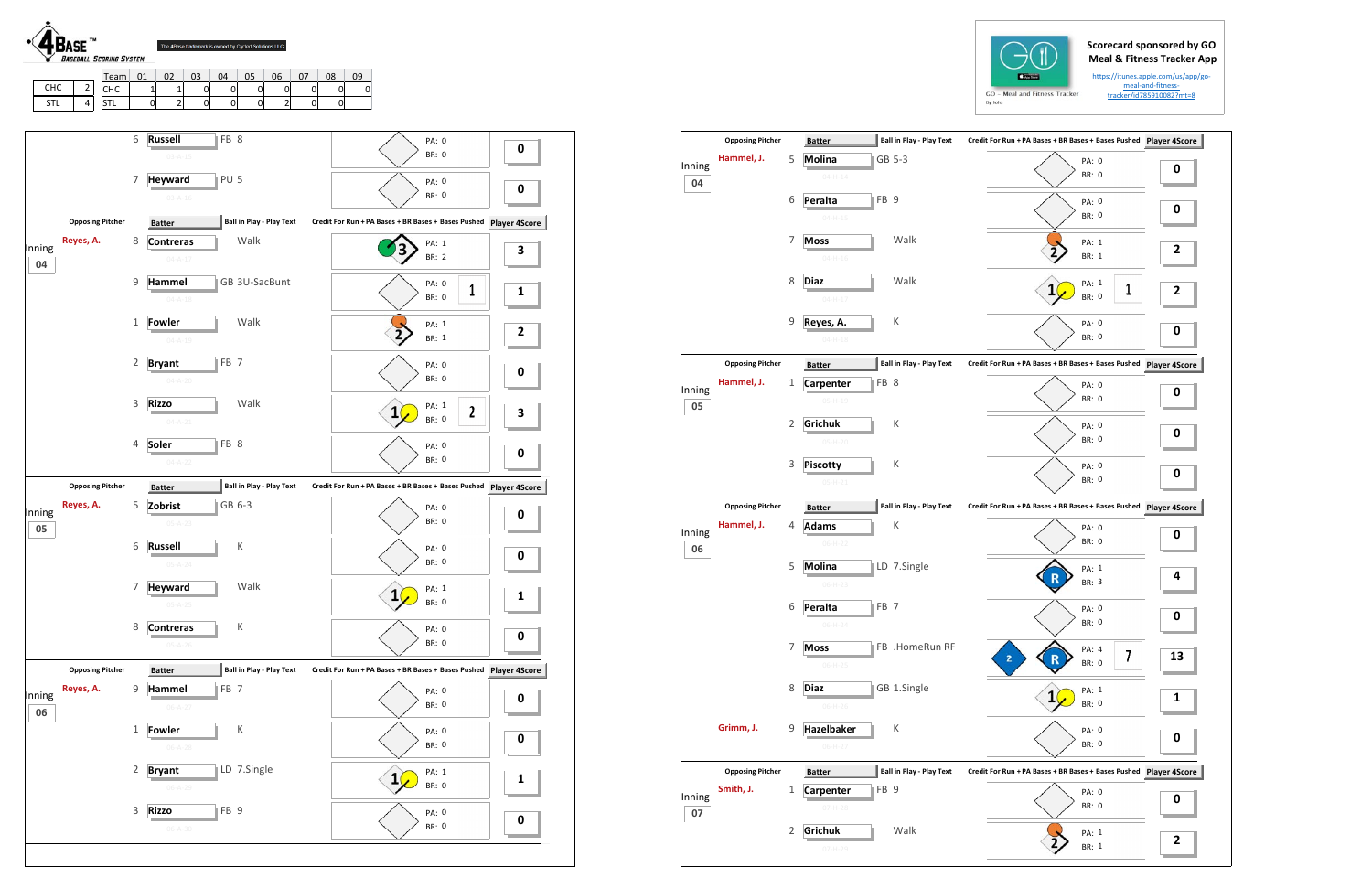**4BASE™ BASEBALL SCORING SYSTEM**

The 4Base trademark is owned by Cycled Solutions LLC

| | | Team | 01 | 02 | 03 | 04 | 05 | 06 | 07 | 08 | 09 |
|---|---|---|---|---|---|---|---|---|---|---|---|
| CHC | 2 | CHC | 1 | 1 | 0 | 0 | 0 | 0 | 0 | 0 | 0 |
| STL | 4 | STL | 0 | 2 | 0 | 0 | 0 | 2 | 0 | 0 | |

Scorecard sponsored by GO Meal & Fitness Tracker App

https://itunes.apple.com/us/app/go-meal-and-fitness-tracker/id785910082?mt=8

GO - Meal and Fitness Tracker

| Inning | Opposing Pitcher | # | Batter | Ball in Play - Play Text | Credit For Run + PA Bases + BR Bases + Bases Pushed | Player 4Score |
|---|---|---|---|---|---|---|
| | | 6 | Russell | FB 8 | PA: 0 BR: 0 | 0 |
| | | 7 | Heyward | PU 5 | PA: 0 BR: 0 | 0 |
| 04 | Reyes, A. | 8 | Contreras | Walk | 3; PA: 1 BR: 2 | 3 |
| | | 9 | Hammel | GB 3U-SacBunt | PA: 0 BR: 0; 1 | 1 |
| | | 1 | Fowler | Walk | 2; PA: 1 BR: 1 | 2 |
| | | 2 | Bryant | FB 7 | PA: 0 BR: 0 | 0 |
| | | 3 | Rizzo | Walk | 1; PA: 1 BR: 0; 2 | 3 |
| | | 4 | Soler | FB 8 | PA: 0 BR: 0 | 0 |
| 05 | Reyes, A. | 5 | Zobrist | GB 6-3 | PA: 0 BR: 0 | 0 |
| | | 6 | Russell | K | PA: 0 BR: 0 | 0 |
| | | 7 | Heyward | Walk | 1; PA: 1 BR: 0 | 1 |
| | | 8 | Contreras | K | PA: 0 BR: 0 | 0 |
| 06 | Reyes, A. | 9 | Hammel | FB 7 | PA: 0 BR: 0 | 0 |
| | | 1 | Fowler | K | PA: 0 BR: 0 | 0 |
| | | 2 | Bryant | LD 7.Single | 1; PA: 1 BR: 0 | 1 |
| | | 3 | Rizzo | FB 9 | PA: 0 BR: 0 | 0 |

| Inning | Opposing Pitcher | # | Batter | Ball in Play - Play Text | Credit For Run + PA Bases + BR Bases + Bases Pushed | Player 4Score |
|---|---|---|---|---|---|---|
| 04 | Hammel, J. | 5 | Molina | GB 5-3 | PA: 0 BR: 0 | 0 |
| | | 6 | Peralta | FB 9 | PA: 0 BR: 0 | 0 |
| | | 7 | Moss | Walk | 2; PA: 1 BR: 1 | 2 |
| | | 8 | Diaz | Walk | 1; PA: 1 BR: 0; 1 | 2 |
| | | 9 | Reyes, A. | K | PA: 0 BR: 0 | 0 |
| 05 | Hammel, J. | 1 | Carpenter | FB 8 | PA: 0 BR: 0 | 0 |
| | | 2 | Grichuk | K | PA: 0 BR: 0 | 0 |
| | | 3 | Piscotty | K | PA: 0 BR: 0 | 0 |
| 06 | Hammel, J. | 4 | Adams | K | PA: 0 BR: 0 | 0 |
| | | 5 | Molina | LD 7.Single | R; PA: 1 BR: 3 | 4 |
| | | 6 | Peralta | FB 7 | PA: 0 BR: 0 | 0 |
| | | 7 | Moss | FB .HomeRun RF | 2; R; PA: 4 BR: 0; 7 | 13 |
| | | 8 | Diaz | GB 1.Single | 1; PA: 1 BR: 0 | 1 |
| | Grimm, J. | 9 | Hazelbaker | K | PA: 0 BR: 0 | 0 |
| 07 | Smith, J. | 1 | Carpenter | FB 9 | PA: 0 BR: 0 | 0 |
| | | 2 | Grichuk | Walk | 2; PA: 1 BR: 1 | 2 |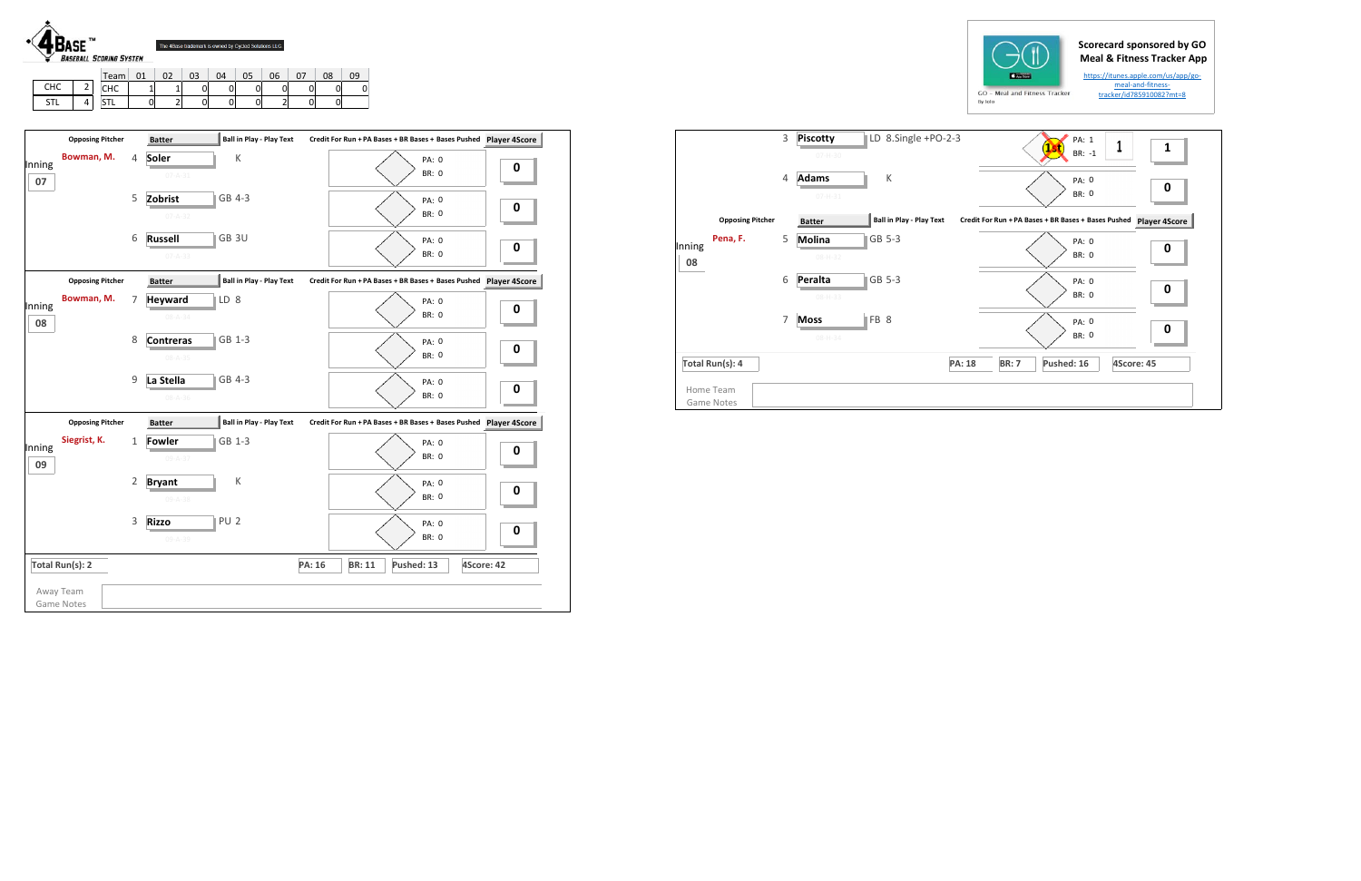4BASE™ BASEBALL SCORING SYSTEM

The 4Base trademark is owned by Cycled Solutions LLC

| | |
|---|---|
| CHC | 2 |
| STL | 4 |

| Team | 01 | 02 | 03 | 04 | 05 | 06 | 07 | 08 | 09 |
|---|---|---|---|---|---|---|---|---|---|
| CHC | 1 | 1 | 0 | 0 | 0 | 0 | 0 | 0 | 0 |
| STL | 0 | 2 | 0 | 0 | 0 | 2 | 0 | 0 | |

Scorecard sponsored by GO Meal & Fitness Tracker App

https://itunes.apple.com/us/app/go-meal-and-fitness-tracker/id785910082?mt=8

GO - Meal and Fitness Tracker

## Away Team

| Inning | Opposing Pitcher | # | Batter | Ball in Play - Play Text | Credit For Run + PA Bases + BR Bases + Bases Pushed | Player 4Score |
|---|---|---|---|---|---|---|
| 07 | Bowman, M. | 4 | Soler | K | PA: 0 BR: 0 | 0 |
| | | 5 | Zobrist | GB 4-3 | PA: 0 BR: 0 | 0 |
| | | 6 | Russell | GB 3U | PA: 0 BR: 0 | 0 |
| 08 | Bowman, M. | 7 | Heyward | LD 8 | PA: 0 BR: 0 | 0 |
| | | 8 | Contreras | GB 1-3 | PA: 0 BR: 0 | 0 |
| | | 9 | La Stella | GB 4-3 | PA: 0 BR: 0 | 0 |
| 09 | Siegrist, K. | 1 | Fowler | GB 1-3 | PA: 0 BR: 0 | 0 |
| | | 2 | Bryant | K | PA: 0 BR: 0 | 0 |
| | | 3 | Rizzo | PU 2 | PA: 0 BR: 0 | 0 |

Total Run(s): 2 | PA: 16 | BR: 11 | Pushed: 13 | 4Score: 42

Away Team Game Notes

## Home Team

| Inning | Opposing Pitcher | # | Batter | Ball in Play - Play Text | Credit For Run + PA Bases + BR Bases + Bases Pushed | Player 4Score |
|---|---|---|---|---|---|---|
| | | 3 | Piscotty | LD 8.Single +PO-2-3 | 1st PA: 1 BR: -1 1 | 1 |
| | | 4 | Adams | K | PA: 0 BR: 0 | 0 |
| 08 | Pena, F. | 5 | Molina | GB 5-3 | PA: 0 BR: 0 | 0 |
| | | 6 | Peralta | GB 5-3 | PA: 0 BR: 0 | 0 |
| | | 7 | Moss | FB 8 | PA: 0 BR: 0 | 0 |

Total Run(s): 4 | PA: 18 | BR: 7 | Pushed: 16 | 4Score: 45

Home Team Game Notes